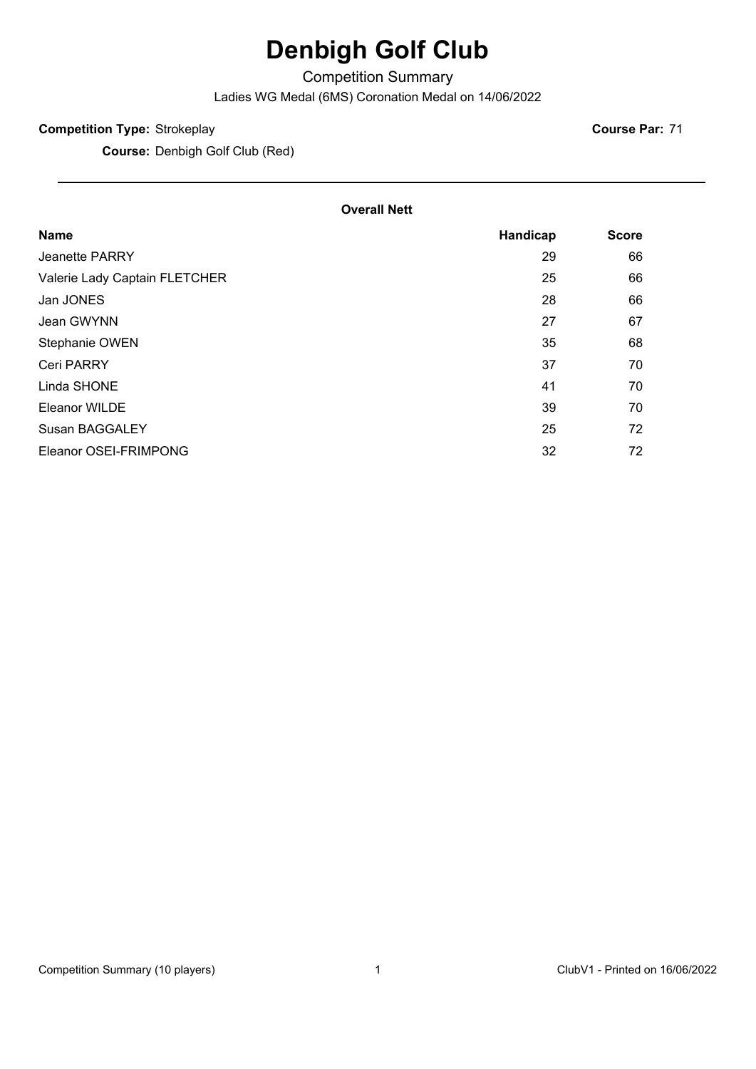# Denbigh Golf Club

Competition Summary

Ladies WG Medal (6MS) Coronation Medal on 14/06/2022

**Competition Type:** Strokeplay **Course Par:** 71

**Course:** Denbigh Golf Club (Red)

---

**Overall Nett**

| Name | Handicap | Score |
|---|---|---|
| Jeanette PARRY | 29 | 66 |
| Valerie Lady Captain FLETCHER | 25 | 66 |
| Jan JONES | 28 | 66 |
| Jean GWYNN | 27 | 67 |
| Stephanie OWEN | 35 | 68 |
| Ceri PARRY | 37 | 70 |
| Linda SHONE | 41 | 70 |
| Eleanor WILDE | 39 | 70 |
| Susan BAGGALEY | 25 | 72 |
| Eleanor OSEI-FRIMPONG | 32 | 72 |

Competition Summary (10 players)

ClubV1 - Printed on 16/06/2022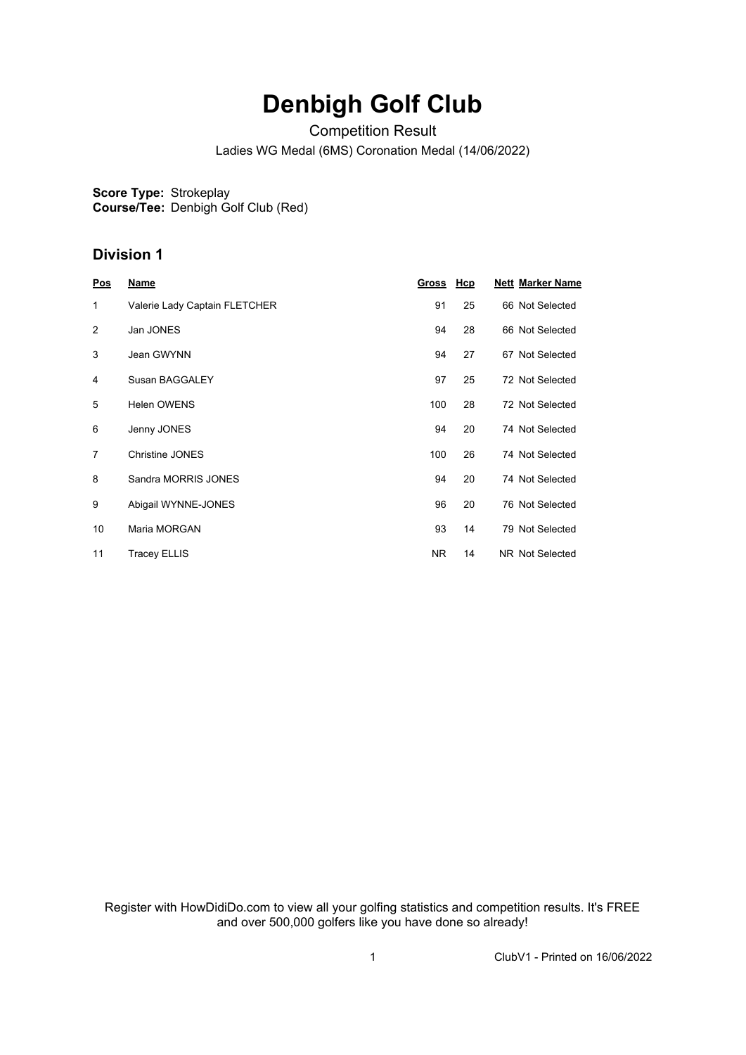# Denbigh Golf Club

Competition Result

Ladies WG Medal (6MS) Coronation Medal (14/06/2022)

**Score Type:** Strokeplay
**Course/Tee:** Denbigh Golf Club (Red)

## Division 1

| Pos | Name | Gross | Hcp | Nett | Marker Name |
|---|---|---|---|---|---|
| 1 | Valerie Lady Captain FLETCHER | 91 | 25 | 66 | Not Selected |
| 2 | Jan JONES | 94 | 28 | 66 | Not Selected |
| 3 | Jean GWYNN | 94 | 27 | 67 | Not Selected |
| 4 | Susan BAGGALEY | 97 | 25 | 72 | Not Selected |
| 5 | Helen OWENS | 100 | 28 | 72 | Not Selected |
| 6 | Jenny JONES | 94 | 20 | 74 | Not Selected |
| 7 | Christine JONES | 100 | 26 | 74 | Not Selected |
| 8 | Sandra MORRIS JONES | 94 | 20 | 74 | Not Selected |
| 9 | Abigail WYNNE-JONES | 96 | 20 | 76 | Not Selected |
| 10 | Maria MORGAN | 93 | 14 | 79 | Not Selected |
| 11 | Tracey ELLIS | NR | 14 | NR | Not Selected |

Register with HowDidiDo.com to view all your golfing statistics and competition results. It's FREE and over 500,000 golfers like you have done so already!

ClubV1 - Printed on 16/06/2022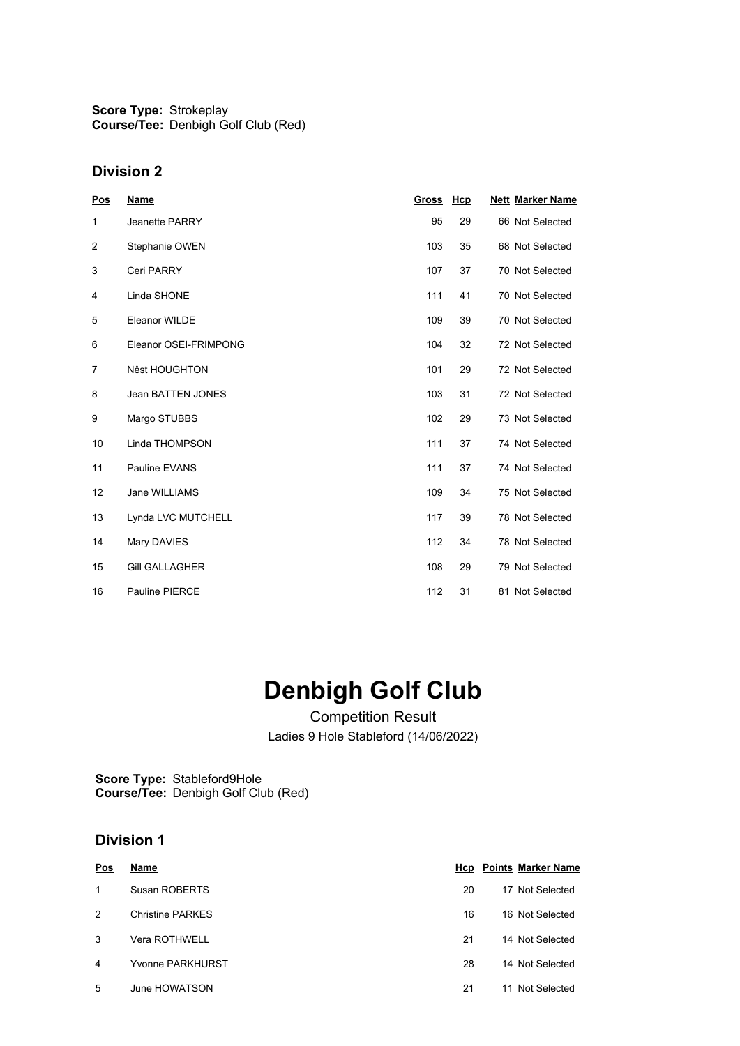**Score Type:** Strokeplay
**Course/Tee:** Denbigh Golf Club (Red)

## Division 2

| Pos | Name | Gross | Hcp | Nett | Marker Name |
|---|---|---|---|---|---|
| 1 | Jeanette PARRY | 95 | 29 | 66 | Not Selected |
| 2 | Stephanie OWEN | 103 | 35 | 68 | Not Selected |
| 3 | Ceri PARRY | 107 | 37 | 70 | Not Selected |
| 4 | Linda SHONE | 111 | 41 | 70 | Not Selected |
| 5 | Eleanor WILDE | 109 | 39 | 70 | Not Selected |
| 6 | Eleanor OSEI-FRIMPONG | 104 | 32 | 72 | Not Selected |
| 7 | Nêst HOUGHTON | 101 | 29 | 72 | Not Selected |
| 8 | Jean BATTEN JONES | 103 | 31 | 72 | Not Selected |
| 9 | Margo STUBBS | 102 | 29 | 73 | Not Selected |
| 10 | Linda THOMPSON | 111 | 37 | 74 | Not Selected |
| 11 | Pauline EVANS | 111 | 37 | 74 | Not Selected |
| 12 | Jane WILLIAMS | 109 | 34 | 75 | Not Selected |
| 13 | Lynda LVC MUTCHELL | 117 | 39 | 78 | Not Selected |
| 14 | Mary DAVIES | 112 | 34 | 78 | Not Selected |
| 15 | Gill GALLAGHER | 108 | 29 | 79 | Not Selected |
| 16 | Pauline PIERCE | 112 | 31 | 81 | Not Selected |

# Denbigh Golf Club

Competition Result

Ladies 9 Hole Stableford (14/06/2022)

**Score Type:** Stableford9Hole
**Course/Tee:** Denbigh Golf Club (Red)

## Division 1

| Pos | Name | Hcp | Points | Marker Name |
|---|---|---|---|---|
| 1 | Susan ROBERTS | 20 | 17 | Not Selected |
| 2 | Christine PARKES | 16 | 16 | Not Selected |
| 3 | Vera ROTHWELL | 21 | 14 | Not Selected |
| 4 | Yvonne PARKHURST | 28 | 14 | Not Selected |
| 5 | June HOWATSON | 21 | 11 | Not Selected |